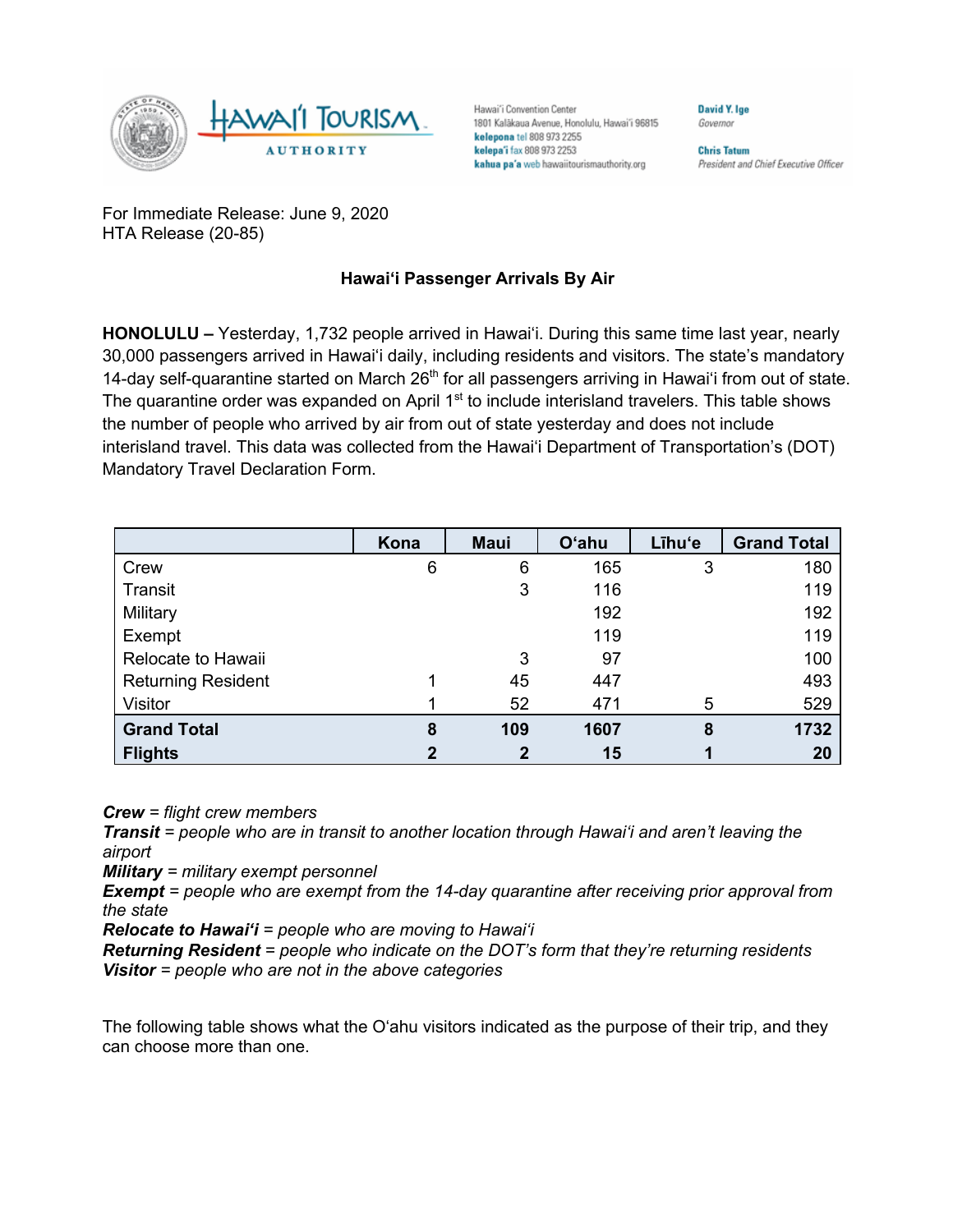Hawai'i Convention Center
1801 Kalākaua Avenue, Honolulu, Hawai'i 96815
**kelepona** tel 808 973 2255
**kelepa'i** fax 808 973 2253
**kahua pa'a** web hawaiitourismauthority.org

**David Y. Ige**
*Governor*

**Chris Tatum**
*President and Chief Executive Officer*

For Immediate Release: June 9, 2020
HTA Release (20-85)

**Hawaiʻi Passenger Arrivals By Air**

**HONOLULU –** Yesterday, 1,732 people arrived in Hawaiʻi. During this same time last year, nearly 30,000 passengers arrived in Hawaiʻi daily, including residents and visitors. The state's mandatory 14-day self-quarantine started on March 26th for all passengers arriving in Hawaiʻi from out of state. The quarantine order was expanded on April 1st to include interisland travelers. This table shows the number of people who arrived by air from out of state yesterday and does not include interisland travel. This data was collected from the Hawaiʻi Department of Transportation's (DOT) Mandatory Travel Declaration Form.

| | Kona | Maui | Oʻahu | Līhuʻe | Grand Total |
|---|---|---|---|---|---|
| Crew | 6 | 6 | 165 | 3 | 180 |
| Transit | | 3 | 116 | | 119 |
| Military | | | 192 | | 192 |
| Exempt | | | 119 | | 119 |
| Relocate to Hawaii | | 3 | 97 | | 100 |
| Returning Resident | 1 | 45 | 447 | | 493 |
| Visitor | 1 | 52 | 471 | 5 | 529 |
| **Grand Total** | **8** | **109** | **1607** | **8** | **1732** |
| **Flights** | **2** | **2** | **15** | **1** | **20** |

***Crew*** *= flight crew members*
***Transit*** *= people who are in transit to another location through Hawaiʻi and aren't leaving the airport*
***Military*** *= military exempt personnel*
***Exempt*** *= people who are exempt from the 14-day quarantine after receiving prior approval from the state*
***Relocate to Hawaiʻi*** *= people who are moving to Hawaiʻi*
***Returning Resident*** *= people who indicate on the DOT's form that they're returning residents*
***Visitor*** *= people who are not in the above categories*

The following table shows what the Oʻahu visitors indicated as the purpose of their trip, and they can choose more than one.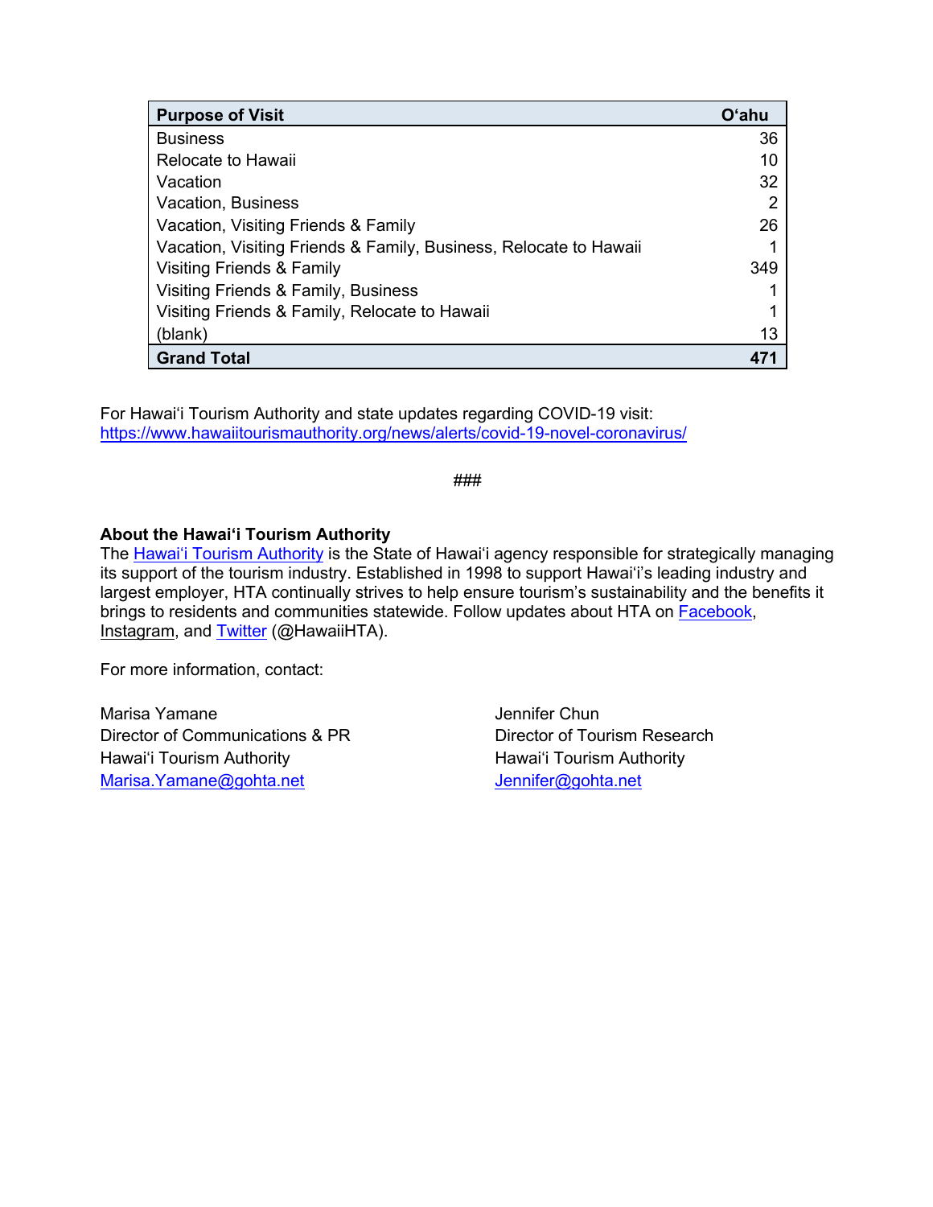| Purpose of Visit | O‘ahu |
| --- | --- |
| Business | 36 |
| Relocate to Hawaii | 10 |
| Vacation | 32 |
| Vacation, Business | 2 |
| Vacation, Visiting Friends & Family | 26 |
| Vacation, Visiting Friends & Family, Business, Relocate to Hawaii | 1 |
| Visiting Friends & Family | 349 |
| Visiting Friends & Family, Business | 1 |
| Visiting Friends & Family, Relocate to Hawaii | 1 |
| (blank) | 13 |
| **Grand Total** | **471** |

For Hawai‘i Tourism Authority and state updates regarding COVID-19 visit:
https://www.hawaiitourismauthority.org/news/alerts/covid-19-novel-coronavirus/

###

**About the Hawai‘i Tourism Authority**

The Hawai‘i Tourism Authority is the State of Hawai‘i agency responsible for strategically managing its support of the tourism industry. Established in 1998 to support Hawai‘i's leading industry and largest employer, HTA continually strives to help ensure tourism's sustainability and the benefits it brings to residents and communities statewide. Follow updates about HTA on Facebook, Instagram, and Twitter (@HawaiiHTA).

For more information, contact:

Marisa Yamane
Director of Communications & PR
Hawai‘i Tourism Authority
Marisa.Yamane@gohta.net

Jennifer Chun
Director of Tourism Research
Hawai‘i Tourism Authority
Jennifer@gohta.net